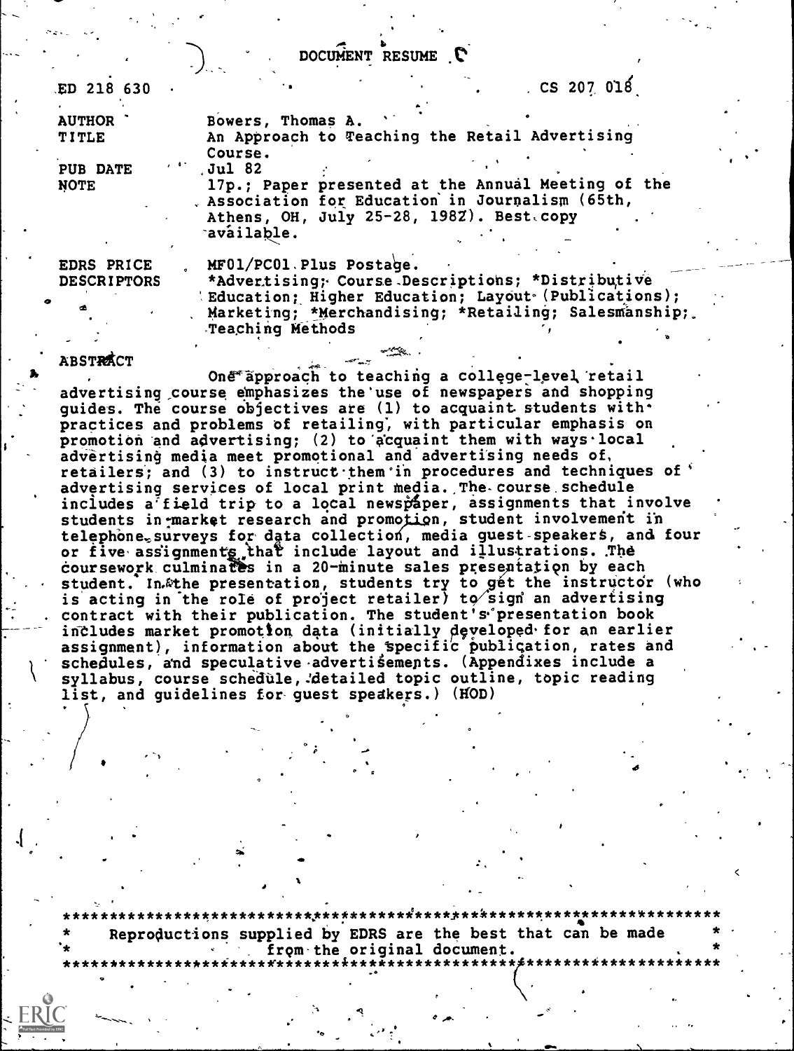# DOCUMENT RESUME

ED 218 630 CS 207 018

| | |
|---|---|
| AUTHOR | Bowers, Thomas A. |
| TITLE | An Approach to Teaching the Retail Advertising Course. |
| PUB DATE | Jul 82 |
| NOTE | 17p.; Paper presented at the Annual Meeting of the Association for Education in Journalism (65th, Athens, OH, July 25-28, 1982). Best copy available. |
| EDRS PRICE | MF01/PC01 Plus Postage. |
| DESCRIPTORS | *Advertising; Course Descriptions; *Distributive Education; Higher Education; Layout (Publications); Marketing; *Merchandising; *Retailing; Salesmanship; Teaching Methods |

## ABSTRACT

One approach to teaching a college-level retail advertising course emphasizes the use of newspapers and shopping guides. The course objectives are (1) to acquaint students with practices and problems of retailing, with particular emphasis on promotion and advertising; (2) to acquaint them with ways local advertising media meet promotional and advertising needs of retailers; and (3) to instruct them in procedures and techniques of advertising services of local print media. The course schedule includes a field trip to a local newspaper, assignments that involve students in market research and promotion, student involvement in telephone surveys for data collection, media guest speakers, and four or five assignments that include layout and illustrations. The coursework culminates in a 20-minute sales presentation by each student. In the presentation, students try to get the instructor (who is acting in the role of project retailer) to sign an advertising contract with their publication. The student's presentation book includes market promotion data (initially developed for an earlier assignment), information about the specific publication, rates and schedules, and speculative advertisements. (Appendixes include a syllabus, course schedule, detailed topic outline, topic reading list, and guidelines for guest speakers.) (HOD)

***********************************************************************
* Reproductions supplied by EDRS are the best that can be made *
* from the original document. *
***********************************************************************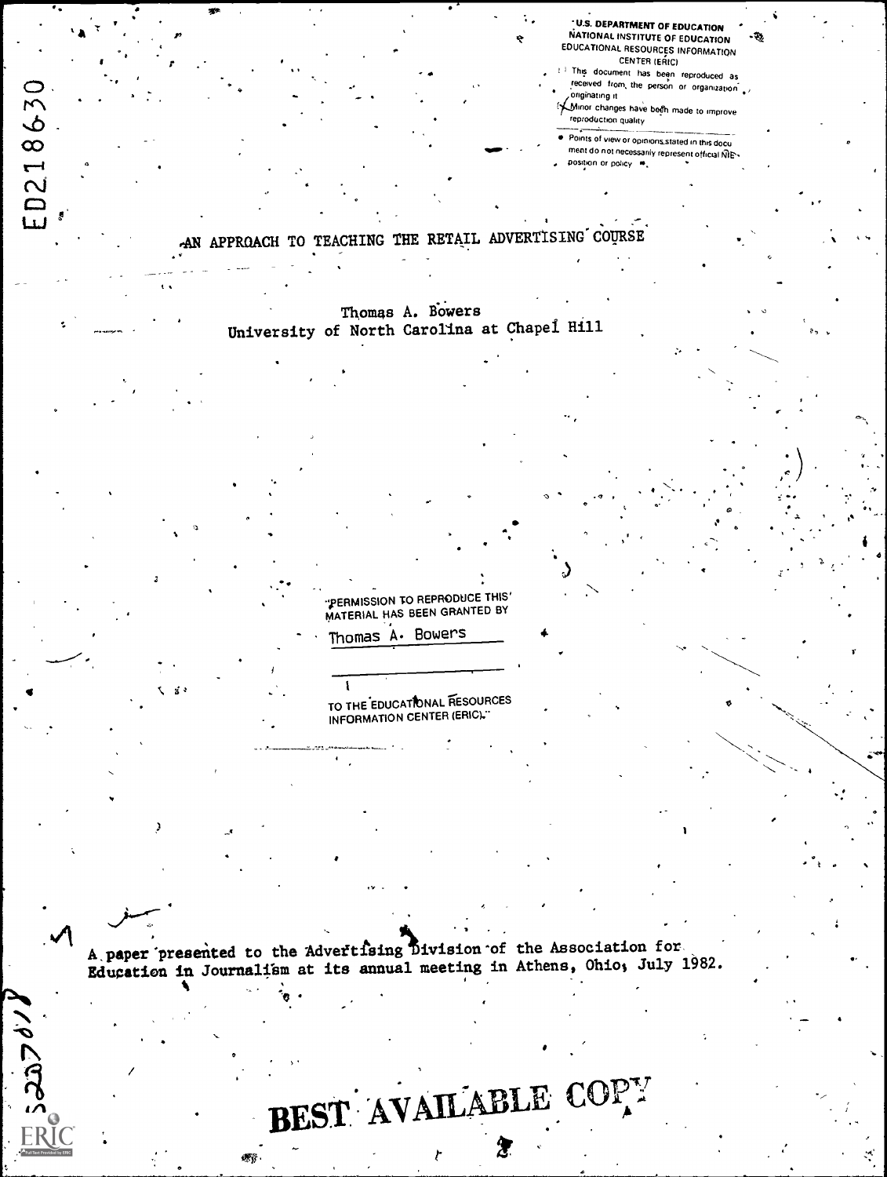U.S. DEPARTMENT OF EDUCATION
NATIONAL INSTITUTE OF EDUCATION
EDUCATIONAL RESOURCES INFORMATION CENTER (ERIC)

This document has been reproduced as received from the person or organization originating it.
Minor changes have been made to improve reproduction quality.

- Points of view or opinions stated in this document do not necessarily represent official NIE position or policy.

ED218630

# AN APPROACH TO TEACHING THE RETAIL ADVERTISING COURSE

Thomas A. Bowers
University of North Carolina at Chapel Hill

"PERMISSION TO REPRODUCE THIS MATERIAL HAS BEEN GRANTED BY

Thomas A. Bowers

TO THE EDUCATIONAL RESOURCES INFORMATION CENTER (ERIC)."

A paper presented to the Advertising Division of the Association for Education in Journalism at its annual meeting in Athens, Ohio, July 1982.

BEST AVAILABLE COPY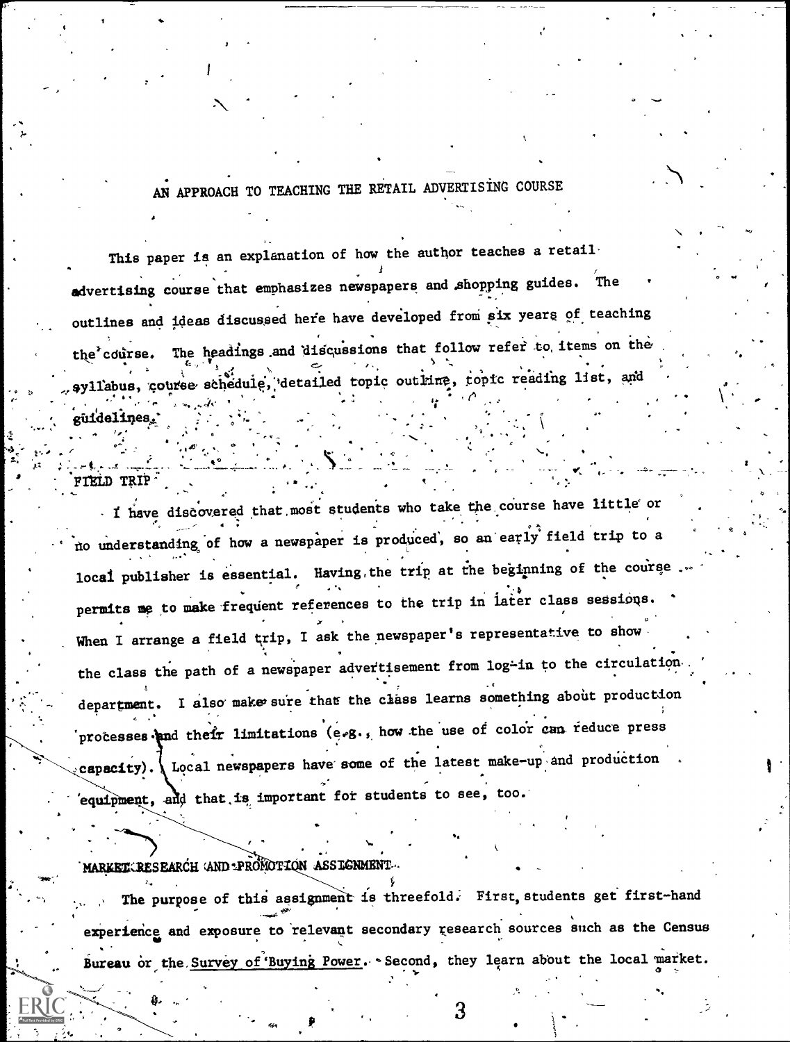# AN APPROACH TO TEACHING THE RETAIL ADVERTISING COURSE

This paper is an explanation of how the author teaches a retail advertising course that emphasizes newspapers and shopping guides. The outlines and ideas discussed here have developed from six years of teaching the course. The headings and discussions that follow refer to items on the syllabus, course schedule, detailed topic outline, topic reading list, and guidelines.

## FIELD TRIP

I have discovered that most students who take the course have little or no understanding of how a newspaper is produced, so an early field trip to a local publisher is essential. Having the trip at the beginning of the course permits me to make frequent references to the trip in later class sessions. When I arrange a field trip, I ask the newspaper's representative to show the class the path of a newspaper advertisement from log-in to the circulation department. I also make sure that the class learns something about production processes and their limitations (e.g., how the use of color can reduce press capacity). Local newspapers have some of the latest make-up and production equipment, and that is important for students to see, too.

## MARKET RESEARCH AND PROMOTION ASSIGNMENT

The purpose of this assignment is threefold. First, students get first-hand experience and exposure to relevant secondary research sources such as the Census Bureau or the Survey of Buying Power. Second, they learn about the local market.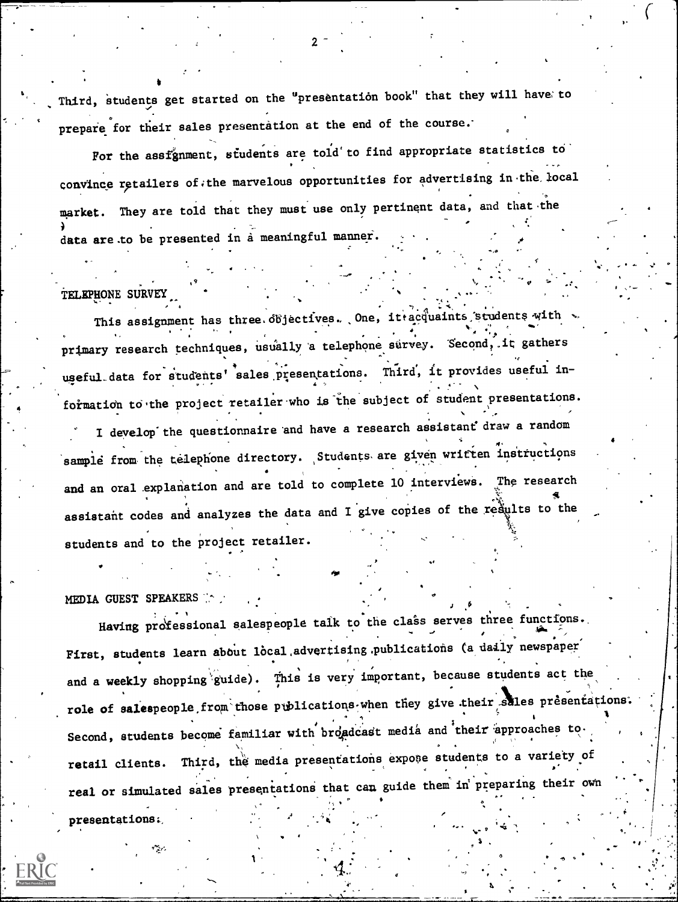Third, students get started on the "presentation book" that they will have to prepare for their sales presentation at the end of the course.

For the assignment, students are told to find appropriate statistics to convince retailers of the marvelous opportunities for advertising in the local market. They are told that they must use only pertinent data, and that the data are to be presented in a meaningful manner.

TELEPHONE SURVEY

This assignment has three objectives. One, it acquaints students with primary research techniques, usually a telephone survey. Second, it gathers useful data for students' sales presentations. Third, it provides useful information to the project retailer who is the subject of student presentations.

I develop the questionnaire and have a research assistant draw a random sample from the telephone directory. Students are given written instructions and an oral explanation and are told to complete 10 interviews. The research assistant codes and analyzes the data and I give copies of the results to the students and to the project retailer.

MEDIA GUEST SPEAKERS

Having professional salespeople talk to the class serves three functions. First, students learn about local advertising publications (a daily newspaper and a weekly shopping guide). This is very important, because students act the role of salespeople from those publications when they give their sales presentations. Second, students become familiar with broadcast media and their approaches to retail clients. Third, the media presentations expose students to a variety of real or simulated sales presentations that can guide them in preparing their own presentations.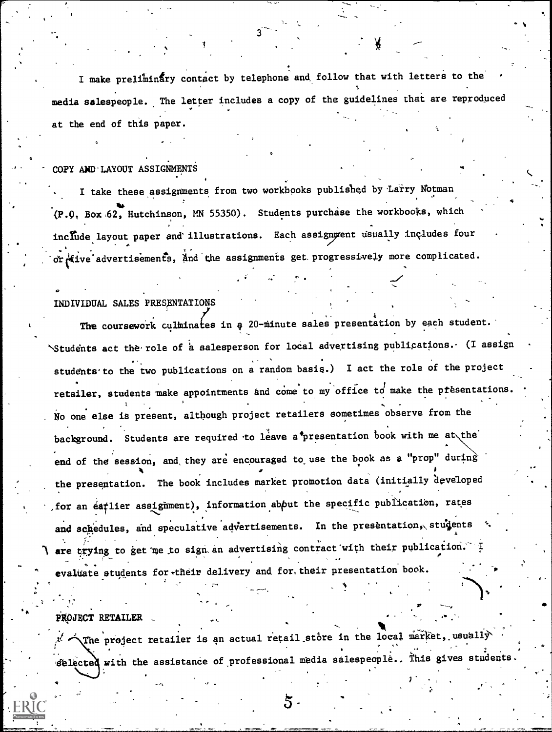I make preliminary contact by telephone and follow that with letters to the media salespeople. The letter includes a copy of the guidelines that are reproduced at the end of this paper.

## COPY AND LAYOUT ASSIGNMENTS

I take these assignments from two workbooks published by Larry Notman (P.O. Box 62, Hutchinson, MN 55350). Students purchase the workbooks, which include layout paper and illustrations. Each assignment usually includes four or five advertisements, and the assignments get progressively more complicated.

## INDIVIDUAL SALES PRESENTATIONS

The coursework culminates in a 20-minute sales presentation by each student. Students act the role of a salesperson for local advertising publications. (I assign students to the two publications on a random basis.) I act the role of the project retailer, students make appointments and come to my office to make the presentations. No one else is present, although project retailers sometimes observe from the background. Students are required to leave a presentation book with me at the end of the session, and they are encouraged to use the book as a "prop" during the presentation. The book includes market promotion data (initially developed for an earlier assignment), information about the specific publication, rates and schedules, and speculative advertisements. In the presentation, students are trying to get me to sign an advertising contract with their publication. I evaluate students for their delivery and for their presentation book.

## PROJECT RETAILER

The project retailer is an actual retail store in the local market, usually selected with the assistance of professional media salespeople. This gives students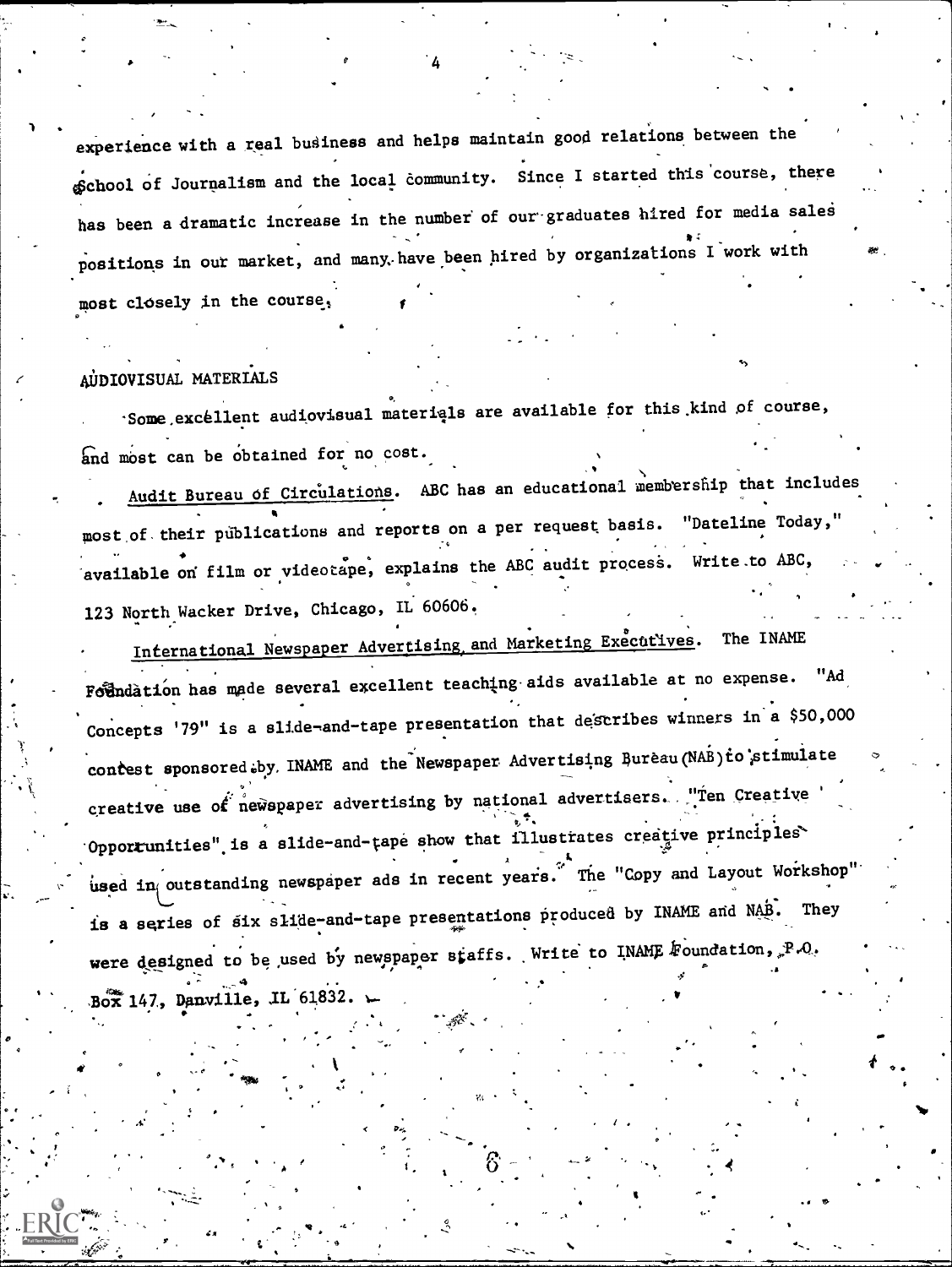experience with a real business and helps maintain good relations between the School of Journalism and the local community. Since I started this course, there has been a dramatic increase in the number of our graduates hired for media sales positions in our market, and many have been hired by organizations I work with most closely in the course.

## AUDIOVISUAL MATERIALS

Some excellent audiovisual materials are available for this kind of course, and most can be obtained for no cost.

Audit Bureau of Circulations. ABC has an educational membership that includes most of their publications and reports on a per request basis. "Dateline Today," available on film or videotape, explains the ABC audit process. Write to ABC, 123 North Wacker Drive, Chicago, IL 60606.

International Newspaper Advertising and Marketing Executives. The INAME Foundation has made several excellent teaching aids available at no expense. "Ad Concepts '79" is a slide-and-tape presentation that describes winners in a $50,000 contest sponsored by INAME and the Newspaper Advertising Bureau (NAB) to stimulate creative use of newspaper advertising by national advertisers. "Ten Creative Opportunities" is a slide-and-tape show that illustrates creative principles used in outstanding newspaper ads in recent years. The "Copy and Layout Workshop" is a series of six slide-and-tape presentations produced by INAME and NAB. They were designed to be used by newspaper staffs. Write to INAME Foundation, P.O. Box 147, Danville, IL 61832.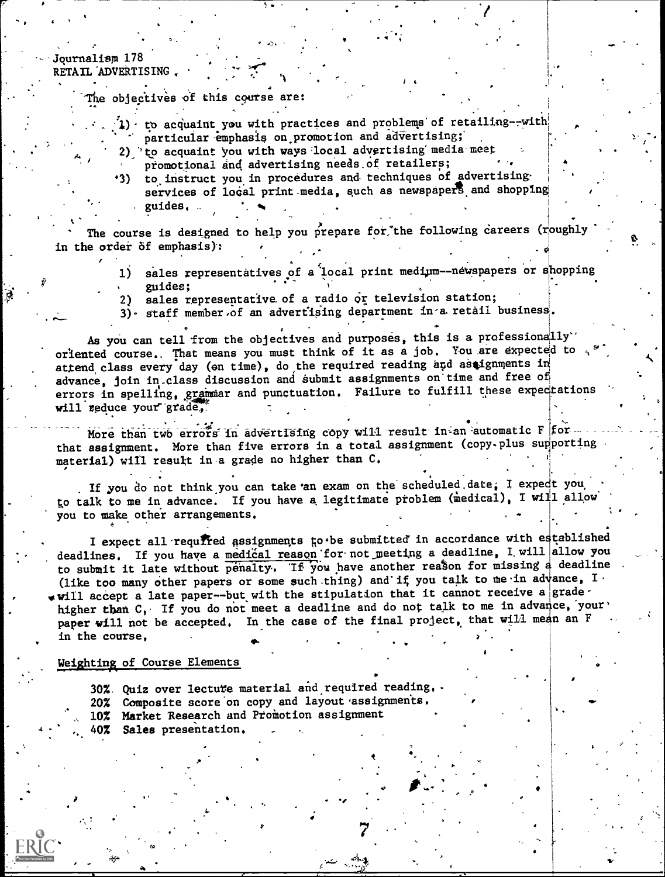Journalism 178
RETAIL ADVERTISING

The objectives of this course are:

1) to acquaint you with practices and problems of retailing--with particular emphasis on promotion and advertising;
2) to acquaint you with ways local advertising media meet promotional and advertising needs of retailers;
3) to instruct you in procedures and techniques of advertising services of local print media, such as newspapers and shopping guides.

The course is designed to help you prepare for the following careers (roughly in the order of emphasis):

1) sales representatives of a local print medium--newspapers or shopping guides;
2) sales representative of a radio or television station;
3) staff member of an advertising department in a retail business.

As you can tell from the objectives and purposes, this is a professionally oriented course. That means you must think of it as a job. You are expected to attend class every day (on time), do the required reading and assignments in advance, join in class discussion and submit assignments on time and free of errors in spelling, grammar and punctuation. Failure to fulfill these expectations will reduce your grade.

More than two errors in advertising copy will result in an automatic F for that assignment. More than five errors in a total assignment (copy plus supporting material) will result in a grade no higher than C.

If you do not think you can take an exam on the scheduled date, I expect you to talk to me in advance. If you have a legitimate problem (medical), I will allow you to make other arrangements.

I expect all required assignments to be submitted in accordance with established deadlines. If you have a medical reason for not meeting a deadline, I will allow you to submit it late without penalty. If you have another reason for missing a deadline (like too many other papers or some such thing) and if you talk to me in advance, I will accept a late paper--but with the stipulation that it cannot receive a grade higher than C. If you do not meet a deadline and do not talk to me in advance, your paper will not be accepted. In the case of the final project, that will mean an F in the course.

## Weighting of Course Elements

- 30% Quiz over lecture material and required reading.
- 20% Composite score on copy and layout assignments.
- 10% Market Research and Promotion assignment
- 40% Sales presentation.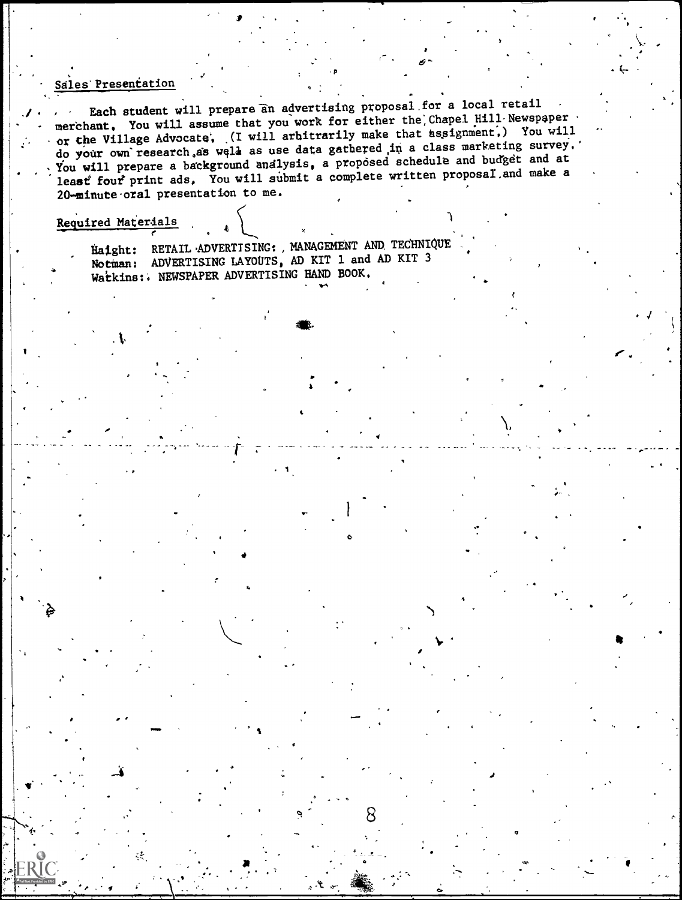## Sales Presentation

Each student will prepare an advertising proposal for a local retail merchant. You will assume that you work for either the Chapel Hill Newspaper or the Village Advocate. (I will arbitrarily make that assignment.) You will do your own research as well as use data gathered in a class marketing survey. You will prepare a background analysis, a proposed schedule and budget and at least four print ads. You will submit a complete written proposal and make a 20-minute oral presentation to me.

## Required Materials

Haight: RETAIL ADVERTISING: MANAGEMENT AND TECHNIQUE
Notman: ADVERTISING LAYOUTS, AD KIT 1 and AD KIT 3
Watkins: NEWSPAPER ADVERTISING HAND BOOK.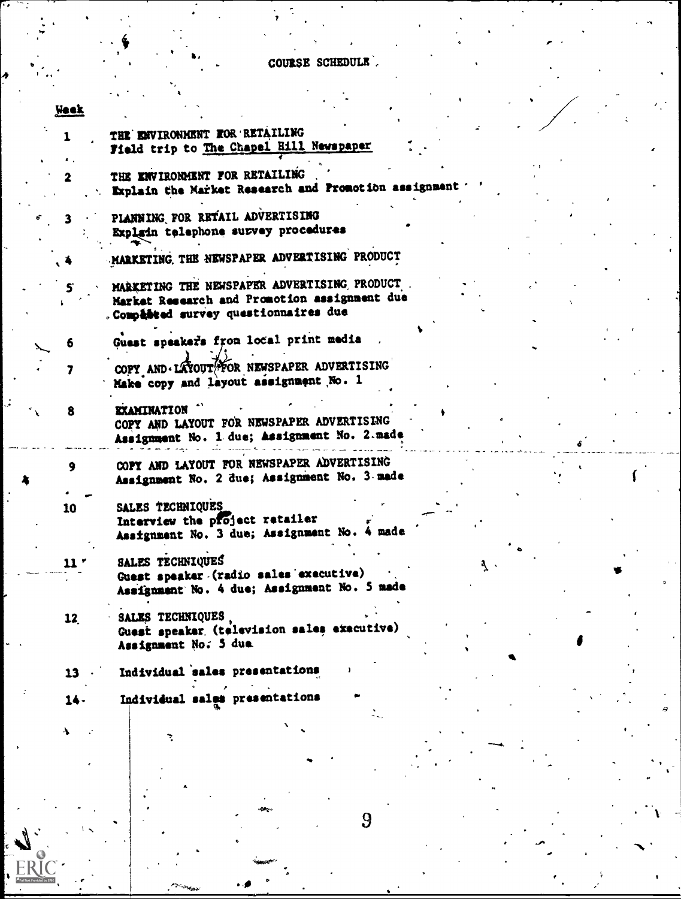# COURSE SCHEDULE

| Week | |
|---|---|
| 1 | THE ENVIRONMENT FOR RETAILING<br>Field trip to The Chapel Hill Newspaper |
| 2 | THE ENVIRONMENT FOR RETAILING<br>Explain the Market Research and Promotion assignment |
| 3 | PLANNING FOR RETAIL ADVERTISING<br>Explain telephone survey procedures |
| 4 | MARKETING THE NEWSPAPER ADVERTISING PRODUCT |
| 5 | MARKETING THE NEWSPAPER ADVERTISING PRODUCT<br>Market Research and Promotion assignment due<br>Completed survey questionnaires due |
| 6 | Guest speakers from local print media |
| 7 | COPY AND LAYOUT FOR NEWSPAPER ADVERTISING<br>Make copy and layout assignment No. 1 |
| 8 | EXAMINATION<br>COPY AND LAYOUT FOR NEWSPAPER ADVERTISING<br>Assignment No. 1 due; Assignment No. 2 made |
| 9 | COPY AND LAYOUT FOR NEWSPAPER ADVERTISING<br>Assignment No. 2 due; Assignment No. 3 made |
| 10 | SALES TECHNIQUES<br>Interview the project retailer<br>Assignment No. 3 due; Assignment No. 4 made |
| 11 | SALES TECHNIQUES<br>Guest speaker (radio sales executive)<br>Assignment No. 4 due; Assignment No. 5 made |
| 12 | SALES TECHNIQUES<br>Guest speaker (television sales executive)<br>Assignment No. 5 due |
| 13 | Individual sales presentations |
| 14 | Individual sales presentations |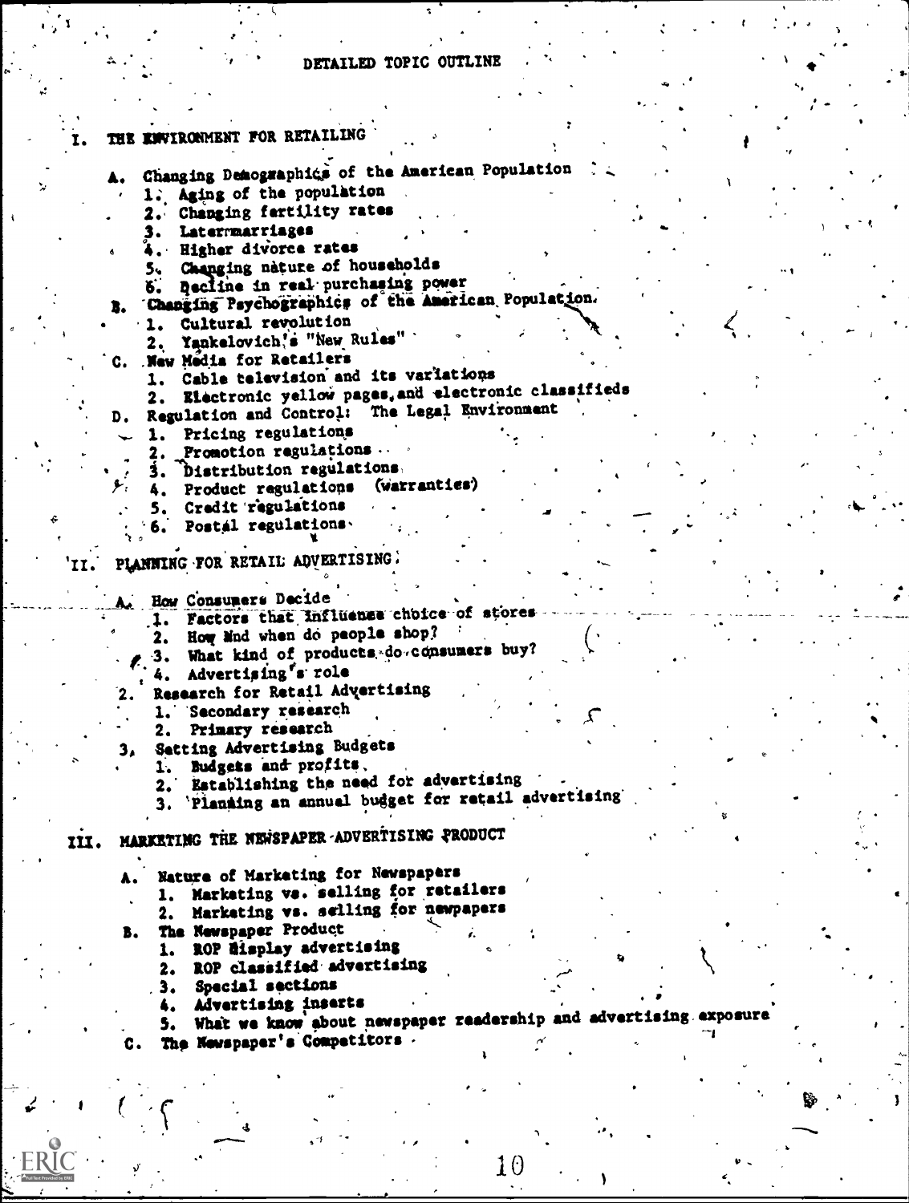# DETAILED TOPIC OUTLINE

I. THE ENVIRONMENT FOR RETAILING

A. Changing Demographics of the American Population
   1. Aging of the population
   2. Changing fertility rates
   3. Later marriages
   4. Higher divorce rates
   5. Changing nature of households
   6. Decline in real purchasing power

B. Changing Psychographics of the American Population
   1. Cultural revolution
   2. Yankelovich's "New Rules"

C. New Media for Retailers
   1. Cable television and its variations
   2. Electronic yellow pages, and electronic classifieds

D. Regulation and Control: The Legal Environment
   1. Pricing regulations
   2. Promotion regulations
   3. Distribution regulations
   4. Product regulations (warranties)
   5. Credit regulations
   6. Postal regulations

II. PLANNING FOR RETAIL ADVERTISING

A. How Consumers Decide
   1. Factors that influence choice of stores
   2. How and when do people shop?
   3. What kind of products do consumers buy?
   4. Advertising's role

2. Research for Retail Advertising
   1. Secondary research
   2. Primary research

3. Setting Advertising Budgets
   1. Budgets and profits
   2. Establishing the need for advertising
   3. Planning an annual budget for retail advertising

III. MARKETING THE NEWSPAPER ADVERTISING PRODUCT

A. Nature of Marketing for Newspapers
   1. Marketing vs. selling for retailers
   2. Marketing vs. selling for newpapers

B. The Newspaper Product
   1. ROP display advertising
   2. ROP classified advertising
   3. Special sections
   4. Advertising inserts
   5. What we know about newspaper readership and advertising exposure

C. The Newspaper's Competitors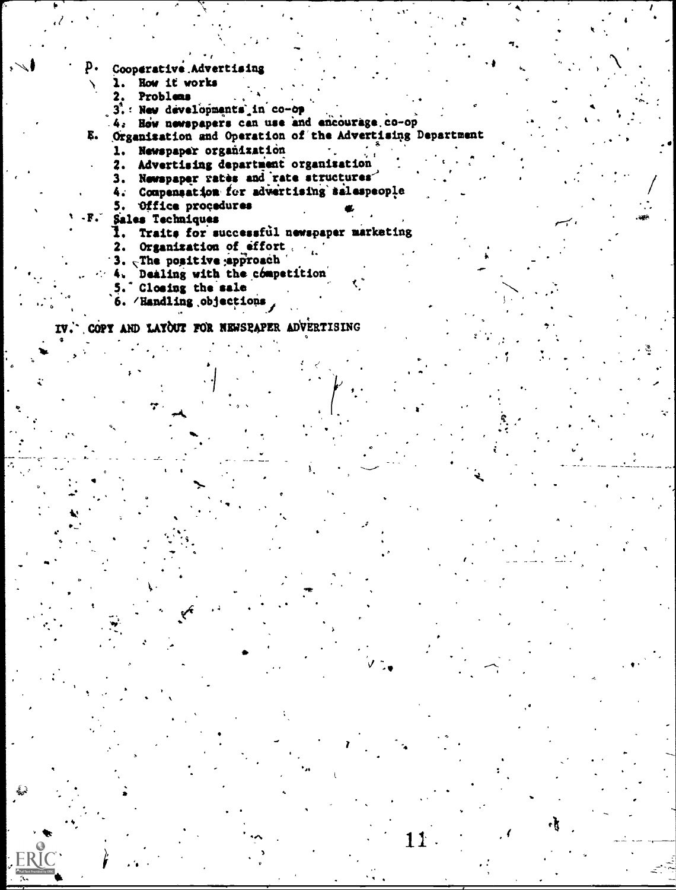D. Cooperative Advertising
   1. How it works
   2. Problems
   3. New developments in co-op
   4. How newspapers can use and encourage co-op
E. Organization and Operation of the Advertising Department
   1. Newspaper organization
   2. Advertising department organization
   3. Newspaper rates and rate structures
   4. Compensation for advertising salespeople
   5. Office procedures
F. Sales Techniques
   1. Traits for successful newspaper marketing
   2. Organization of effort
   3. The positive approach
   4. Dealing with the competition
   5. Closing the sale
   6. Handling objections

IV. COPY AND LAYOUT FOR NEWSPAPER ADVERTISING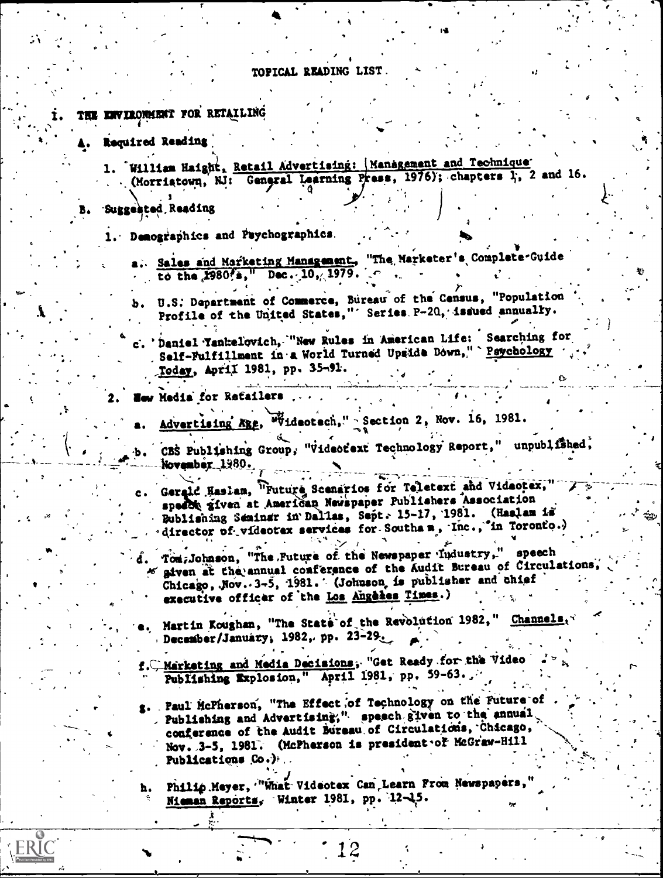# TOPICAL READING LIST

## I. THE ENVIRONMENT FOR RETAILING

### A. Required Reading

1. William Haight, Retail Advertising: Management and Technique (Morristown, NJ: General Learning Press, 1976); chapters 1, 2 and 16.

### B. Suggested Reading

1. Demographics and Psychographics
   - a. Sales and Marketing Management, "The Marketer's Complete Guide to the 1980's," Dec. 10, 1979.
   - b. U.S. Department of Commerce, Bureau of the Census, "Population Profile of the United States," Series P-20, issued annually.
   - c. Daniel Yankelovich, "New Rules in American Life: Searching for Self-Fulfillment in a World Turned Upside Down," Psychology Today, April 1981, pp. 35-91.

2. New Media for Retailers
   - a. Advertising Age, "Videotech," Section 2, Nov. 16, 1981.
   - b. CBS Publishing Group, "Videotext Technology Report," unpublished, November 1980.
   - c. Gerald Haslam, "Future Scenarios for Teletext and Videotex," speech given at American Newspaper Publishers Association Publishing Seminar in Dallas, Sept. 15-17, 1981. (Haslam is director of videotex services for Southam, Inc., in Toronto.)
   - d. Tom Johnson, "The Future of the Newspaper Industry," speech given at the annual conference of the Audit Bureau of Circulations, Chicago, Nov. 3-5, 1981. (Johnson is publisher and chief executive officer of the Los Angeles Times.)
   - e. Martin Koughan, "The State of the Revolution 1982," Channels, December/January, 1982, pp. 23-29.
   - f. Marketing and Media Decisions, "Get Ready for the Video Publishing Explosion," April 1981, pp. 59-63.
   - g. Paul McPherson, "The Effect of Technology on the Future of Publishing and Advertising," speech given to the annual conference of the Audit Bureau of Circulations, Chicago, Nov. 3-5, 1981. (McPherson is president of McGraw-Hill Publications Co.)
   - h. Philip Meyer, "What Videotex Can Learn From Newspapers," Nieman Reports, Winter 1981, pp. 12-15.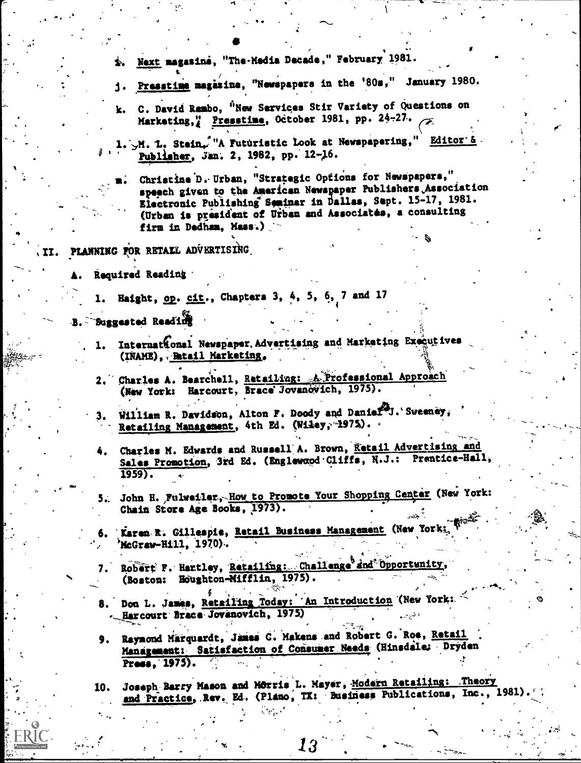i. *Next* magazine, "The Media Decade," February 1981.

j. *Presstime* magazine, "Newspapers in the '80s," January 1980.

k. C. David Rambo, "New Services Stir Variety of Questions on Marketing," *Presstime*, October 1981, pp. 24-27.

l. M. L. Stein, "A Futuristic Look at Newspapering," *Editor & Publisher*, Jan. 2, 1982, pp. 12-16.

m. Christine D. Urban, "Strategic Options for Newspapers," speech given to the American Newspaper Publishers Association Electronic Publishing Seminar in Dallas, Sept. 15-17, 1981. (Urban is president of Urban and Associates, a consulting firm in Dedham, Mass.)

## II. PLANNING FOR RETAIL ADVERTISING

### A. Required Reading

1. Haight, *op. cit.*, Chapters 3, 4, 5, 6, 7 and 17

### B. Suggested Reading

1. International Newspaper Advertising and Marketing Executives (INAME), *Retail Marketing*.

2. Charles A. Bearchell, *Retailing: A Professional Approach* (New York: Harcourt, Brace Jovanovich, 1975).

3. William R. Davidson, Alton F. Doody and Daniel J. Sweeney, *Retailing Management*, 4th Ed. (Wiley, 1975).

4. Charles M. Edwards and Russell A. Brown, *Retail Advertising and Sales Promotion*, 3rd Ed. (Englewood Cliffs, N.J.: Prentice-Hall, 1959).

5. John H. Fulweiler, *How to Promote Your Shopping Center* (New York: Chain Store Age Books, 1973).

6. Karen R. Gillespie, *Retail Business Management* (New York: McGraw-Hill, 1970).

7. Robert F. Hartley, *Retailing: Challenge and Opportunity*, (Boston: Houghton-Mifflin, 1975).

8. Don L. James, *Retailing Today: An Introduction* (New York: Harcourt Brace Jovanovich, 1975)

9. Raymond Marquardt, James C. Makens and Robert G. Roe, *Retail Management: Satisfaction of Consumer Needs* (Hinsdale: Dryden Press, 1975).

10. Joseph Barry Mason and Morris L. Mayer, *Modern Retailing: Theory and Practice*, Rev. Ed. (Plano, TX: Business Publications, Inc., 1981).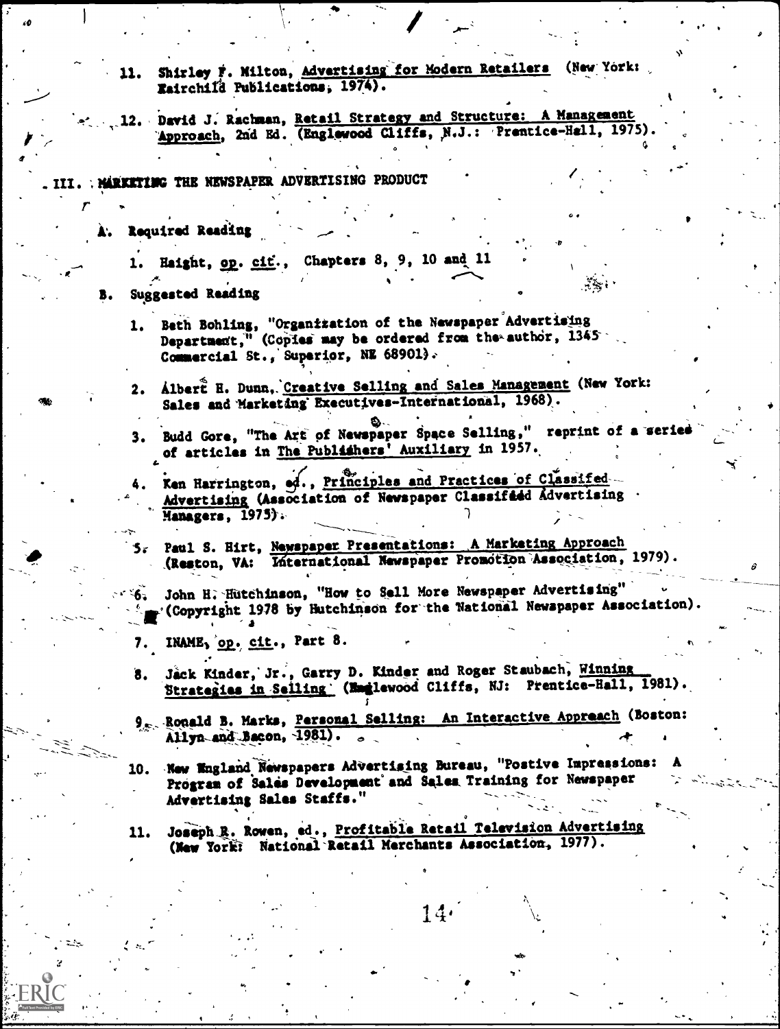11. Shirley F. Milton, Advertising for Modern Retailers (New York: Fairchild Publications, 1974).

12. David J. Rachman, Retail Strategy and Structure: A Management Approach, 2nd Ed. (Englewood Cliffs, N.J.: Prentice-Hall, 1975).

## III. MARKETING THE NEWSPAPER ADVERTISING PRODUCT

### A. Required Reading

1. Haight, *op. cit.*, Chapters 8, 9, 10 and 11

### B. Suggested Reading

1. Beth Bohling, "Organization of the Newspaper Advertising Department," (Copies may be ordered from the author, 1345 Commercial St., Superior, NE 68901).

2. Albert H. Dunn, Creative Selling and Sales Management (New York: Sales and Marketing Executives-International, 1968).

3. Budd Gore, "The Art of Newspaper Space Selling," reprint of a series of articles in The Publishers' Auxiliary in 1957.

4. Ken Harrington, ed., Principles and Practices of Classifed Advertising (Association of Newspaper Classified Advertising Managers, 1975).

5. Paul S. Hirt, Newspaper Presentations: A Marketing Approach (Reston, VA: International Newspaper Promotion Association, 1979).

6. John H. Hutchinson, "How to Sell More Newspaper Advertising" (Copyright 1978 by Hutchinson for the National Newspaper Association).

7. INAME, *op. cit.*, Part 8.

8. Jack Kinder, Jr., Garry D. Kinder and Roger Staubach, Winning Strategies in Selling (Englewood Cliffs, NJ: Prentice-Hall, 1981).

9. Ronald B. Marks, Personal Selling: An Interactive Approach (Boston: Allyn and Bacon, 1981).

10. New England Newspapers Advertising Bureau, "Postive Impressions: A Program of Sales Development and Sales Training for Newspaper Advertising Sales Staffs."

11. Joseph R. Rowen, ed., Profitable Retail Television Advertising (New York: National Retail Merchants Association, 1977).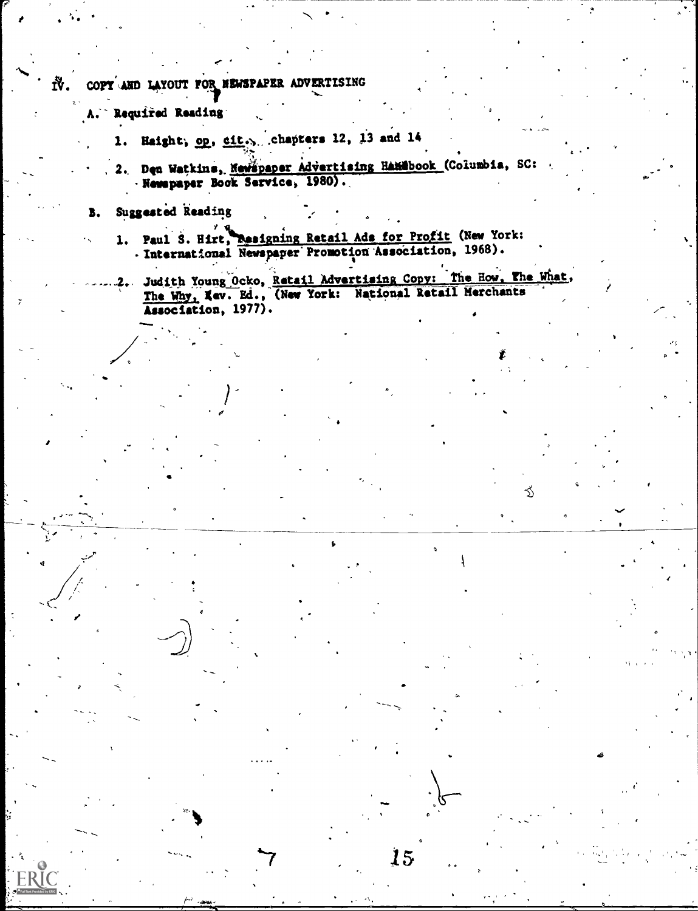## IV. COPY AND LAYOUT FOR NEWSPAPER ADVERTISING

### A. Required Reading

1. Haight, op. cit., chapters 12, 13 and 14
2. Don Watkins, Newspaper Advertising Handbook (Columbia, SC: Newspaper Book Service, 1980).

### B. Suggested Reading

1. Paul S. Hirt, Designing Retail Ads for Profit (New York: International Newspaper Promotion Association, 1968).
2. Judith Young Ocko, Retail Advertising Copy: The How, The What, The Why, Rev. Ed., (New York: National Retail Merchants Association, 1977).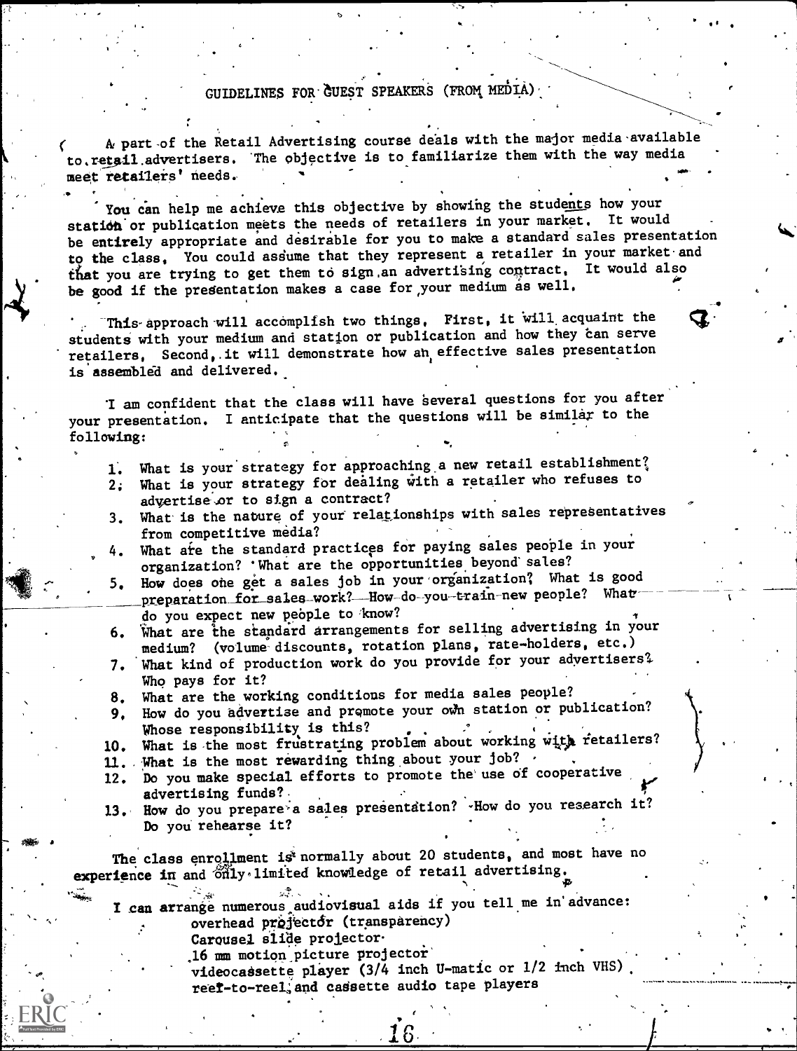# GUIDELINES FOR GUEST SPEAKERS (FROM MEDIA)

A part of the Retail Advertising course deals with the major media available to retail advertisers. The objective is to familiarize them with the way media meet retailers' needs.

You can help me achieve this objective by showing the students how your station or publication meets the needs of retailers in your market. It would be entirely appropriate and desirable for you to make a standard sales presentation to the class. You could assume that they represent a retailer in your market and that you are trying to get them to sign an advertising contract. It would also be good if the presentation makes a case for your medium as well.

This approach will accomplish two things. First, it will acquaint the students with your medium and station or publication and how they can serve retailers. Second, it will demonstrate how an effective sales presentation is assembled and delivered.

I am confident that the class will have several questions for you after your presentation. I anticipate that the questions will be similar to the following:

1. What is your strategy for approaching a new retail establishment?
2. What is your strategy for dealing with a retailer who refuses to advertise or to sign a contract?
3. What is the nature of your relationships with sales representatives from competitive media?
4. What are the standard practices for paying sales people in your organization? What are the opportunities beyond sales?
5. How does one get a sales job in your organization? What is good preparation for sales work? How do you train new people? What do you expect new people to know?
6. What are the standard arrangements for selling advertising in your medium? (volume discounts, rotation plans, rate-holders, etc.)
7. What kind of production work do you provide for your advertisers? Who pays for it?
8. What are the working conditions for media sales people?
9. How do you advertise and promote your own station or publication? Whose responsibility is this?
10. What is the most frustrating problem about working with retailers?
11. What is the most rewarding thing about your job?
12. Do you make special efforts to promote the use of cooperative advertising funds?
13. How do you prepare a sales presentation? How do you research it? Do you rehearse it?

The class enrollment is normally about 20 students, and most have no experience in and only limited knowledge of retail advertising.

I can arrange numerous audiovisual aids if you tell me in advance:

- overhead projector (transparency)
- Carousel slide projector
- 16 mm motion picture projector
- videocassette player (3/4 inch U-matic or 1/2 inch VHS)
- reel-to-reel and cassette audio tape players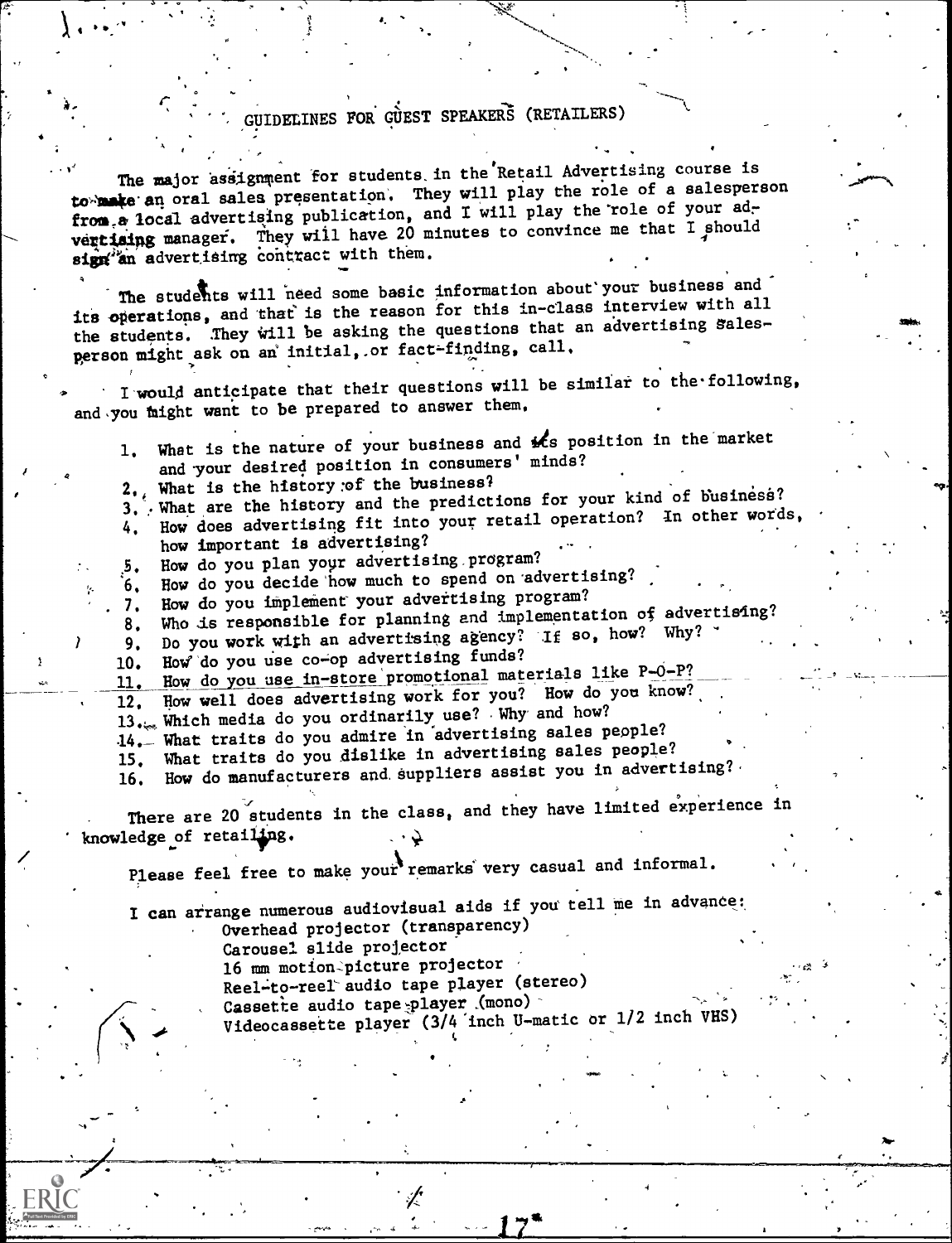# GUIDELINES FOR GUEST SPEAKERS (RETAILERS)

The major assignment for students in the Retail Advertising course is to make an oral sales presentation. They will play the role of a salesperson from a local advertising publication, and I will play the role of your advertising manager. They will have 20 minutes to convince me that I should sign an advertising contract with them.

The students will need some basic information about your business and its operations, and that is the reason for this in-class interview with all the students. They will be asking the questions that an advertising salesperson might ask on an initial, or fact-finding, call.

I would anticipate that their questions will be similar to the following, and you might want to be prepared to answer them.

1. What is the nature of your business and its position in the market and your desired position in consumers' minds?
2. What is the history of the business?
3. What are the history and the predictions for your kind of business?
4. How does advertising fit into your retail operation? In other words, how important is advertising?
5. How do you plan your advertising program?
6. How do you decide how much to spend on advertising?
7. How do you implement your advertising program?
8. Who is responsible for planning and implementation of advertising?
9. Do you work with an advertising agency? If so, how? Why?
10. How do you use co-op advertising funds?
11. How do you use in-store promotional materials like P-O-P?
12. How well does advertising work for you? How do you know?
13. Which media do you ordinarily use? Why and how?
14. What traits do you admire in advertising sales people?
15. What traits do you dislike in advertising sales people?
16. How do manufacturers and suppliers assist you in advertising?

There are 20 students in the class, and they have limited experience in knowledge of retailing.

Please feel free to make your remarks very casual and informal.

I can arrange numerous audiovisual aids if you tell me in advance:

- Overhead projector (transparency)
- Carousel slide projector
- 16 mm motion-picture projector
- Reel-to-reel audio tape player (stereo)
- Cassette audio tape player (mono)
- Videocassette player (3/4 inch U-matic or 1/2 inch VHS)